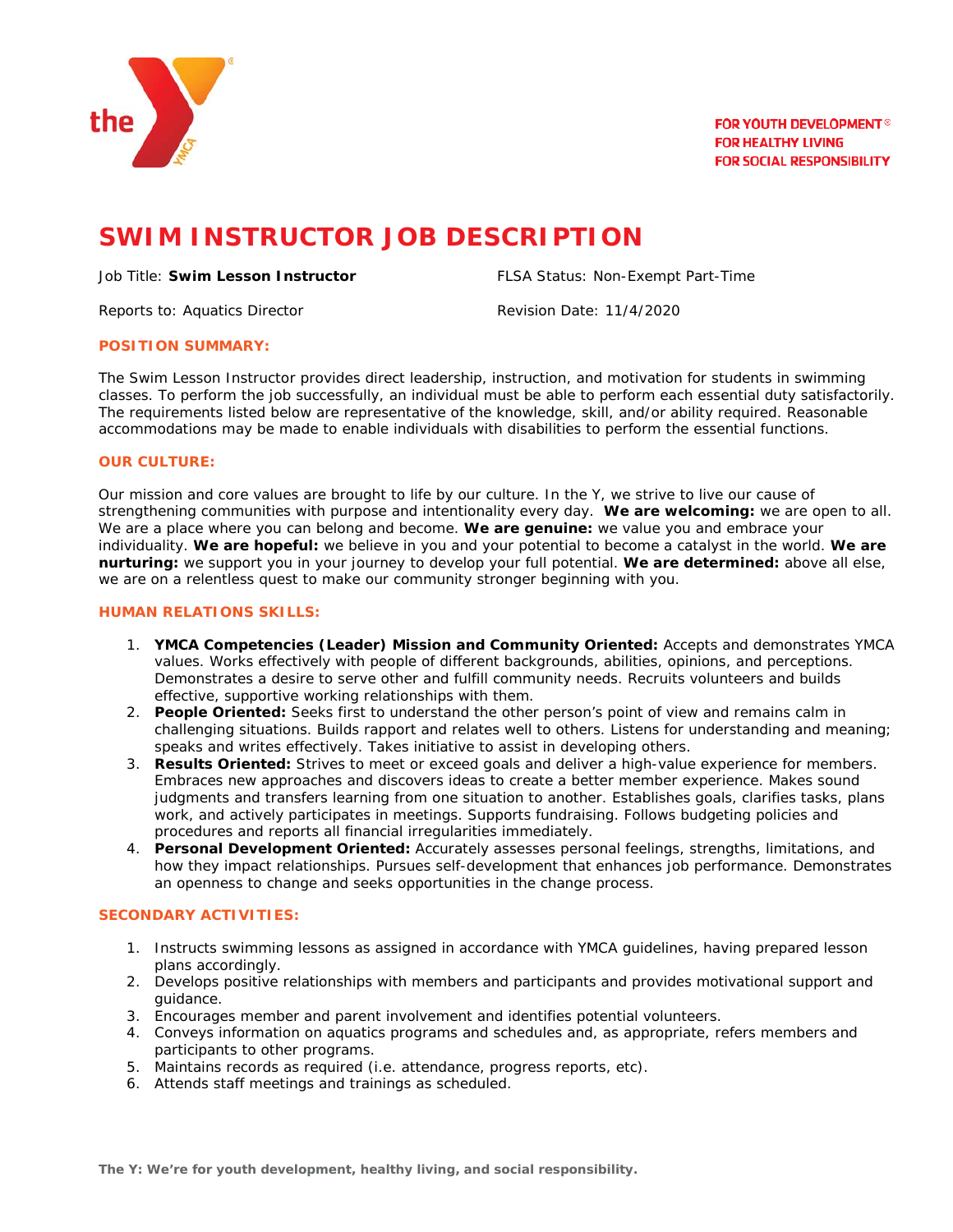FOR YOUTH DEVELOPMENT®
FOR HEALTHY LIVING
FOR SOCIAL RESPONSIBILITY

# SWIM INSTRUCTOR JOB DESCRIPTION

Job Title: **Swim Lesson Instructor**

FLSA Status: Non-Exempt Part-Time

Reports to: Aquatics Director

Revision Date: 11/4/2020

## POSITION SUMMARY:

The Swim Lesson Instructor provides direct leadership, instruction, and motivation for students in swimming classes. To perform the job successfully, an individual must be able to perform each essential duty satisfactorily. The requirements listed below are representative of the knowledge, skill, and/or ability required. Reasonable accommodations may be made to enable individuals with disabilities to perform the essential functions.

## OUR CULTURE:

Our mission and core values are brought to life by our culture. In the Y, we strive to live our cause of strengthening communities with purpose and intentionality every day. **We are welcoming:** we are open to all. We are a place where you can belong and become. **We are genuine:** we value you and embrace your individuality. **We are hopeful:** we believe in you and your potential to become a catalyst in the world. **We are nurturing:** we support you in your journey to develop your full potential. **We are determined:** above all else, we are on a relentless quest to make our community stronger beginning with you.

## HUMAN RELATIONS SKILLS:

1. **YMCA Competencies (Leader) Mission and Community Oriented:** Accepts and demonstrates YMCA values. Works effectively with people of different backgrounds, abilities, opinions, and perceptions. Demonstrates a desire to serve other and fulfill community needs. Recruits volunteers and builds effective, supportive working relationships with them.
2. **People Oriented:** Seeks first to understand the other person's point of view and remains calm in challenging situations. Builds rapport and relates well to others. Listens for understanding and meaning; speaks and writes effectively. Takes initiative to assist in developing others.
3. **Results Oriented:** Strives to meet or exceed goals and deliver a high-value experience for members. Embraces new approaches and discovers ideas to create a better member experience. Makes sound judgments and transfers learning from one situation to another. Establishes goals, clarifies tasks, plans work, and actively participates in meetings. Supports fundraising. Follows budgeting policies and procedures and reports all financial irregularities immediately.
4. **Personal Development Oriented:** Accurately assesses personal feelings, strengths, limitations, and how they impact relationships. Pursues self-development that enhances job performance. Demonstrates an openness to change and seeks opportunities in the change process.

## SECONDARY ACTIVITIES:

1. Instructs swimming lessons as assigned in accordance with YMCA guidelines, having prepared lesson plans accordingly.
2. Develops positive relationships with members and participants and provides motivational support and guidance.
3. Encourages member and parent involvement and identifies potential volunteers.
4. Conveys information on aquatics programs and schedules and, as appropriate, refers members and participants to other programs.
5. Maintains records as required (i.e. attendance, progress reports, etc).
6. Attends staff meetings and trainings as scheduled.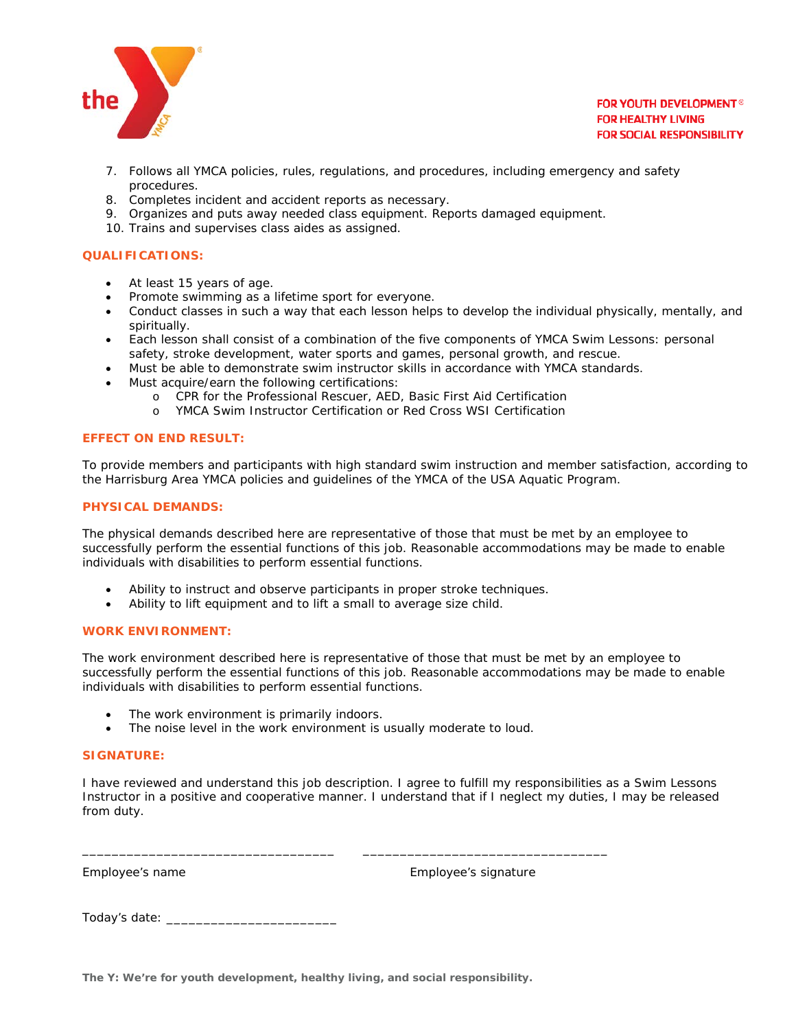7. Follows all YMCA policies, rules, regulations, and procedures, including emergency and safety procedures.
8. Completes incident and accident reports as necessary.
9. Organizes and puts away needed class equipment. Reports damaged equipment.
10. Trains and supervises class aides as assigned.

## QUALIFICATIONS:

- At least 15 years of age.
- Promote swimming as a lifetime sport for everyone.
- Conduct classes in such a way that each lesson helps to develop the individual physically, mentally, and spiritually.
- Each lesson shall consist of a combination of the five components of YMCA Swim Lessons: personal safety, stroke development, water sports and games, personal growth, and rescue.
- Must be able to demonstrate swim instructor skills in accordance with YMCA standards.
- Must acquire/earn the following certifications:
  - CPR for the Professional Rescuer, AED, Basic First Aid Certification
  - YMCA Swim Instructor Certification or Red Cross WSI Certification

## EFFECT ON END RESULT:

To provide members and participants with high standard swim instruction and member satisfaction, according to the Harrisburg Area YMCA policies and guidelines of the YMCA of the USA Aquatic Program.

## PHYSICAL DEMANDS:

The physical demands described here are representative of those that must be met by an employee to successfully perform the essential functions of this job. Reasonable accommodations may be made to enable individuals with disabilities to perform essential functions.

- Ability to instruct and observe participants in proper stroke techniques.
- Ability to lift equipment and to lift a small to average size child.

## WORK ENVIRONMENT:

The work environment described here is representative of those that must be met by an employee to successfully perform the essential functions of this job. Reasonable accommodations may be made to enable individuals with disabilities to perform essential functions.

- The work environment is primarily indoors.
- The noise level in the work environment is usually moderate to loud.

## SIGNATURE:

I have reviewed and understand this job description. I agree to fulfill my responsibilities as a Swim Lessons Instructor in a positive and cooperative manner. I understand that if I neglect my duties, I may be released from duty.

_________________________________ _________________________________

Employee's name Employee's signature

Today's date: ______________________

**The Y: We're for youth development, healthy living, and social responsibility.**